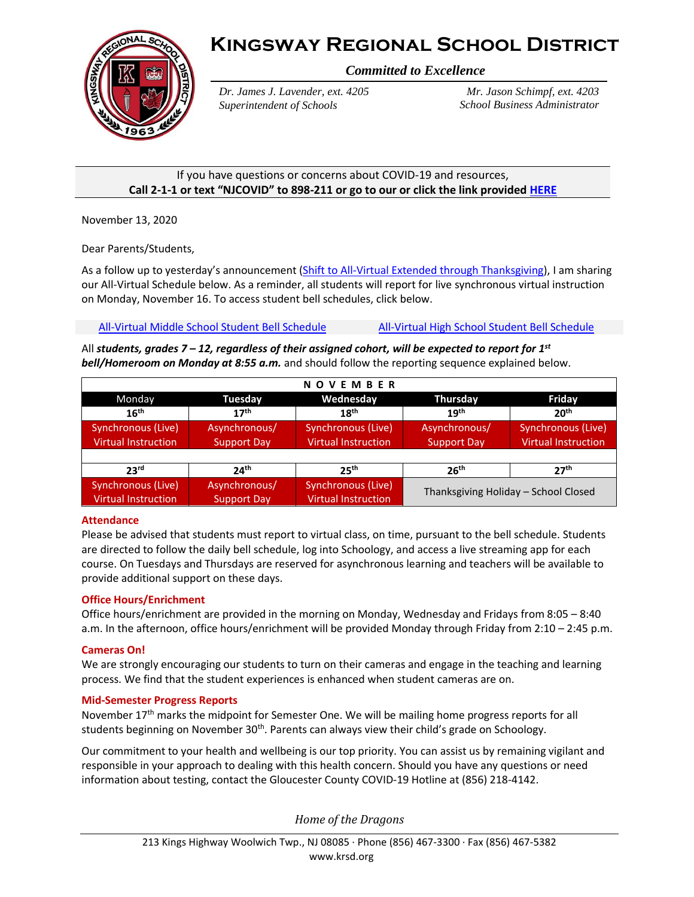# Kingsway Regional School District

***Committed to Excellence***

*Dr. James J. Lavender, ext. 4205*
*Superintendent of Schools*

*Mr. Jason Schimpf, ext. 4203*
*School Business Administrator*

If you have questions or concerns about COVID-19 and resources,
**Call 2-1-1 or text "NJCOVID" to 898-211 or go to our or click the link provided HERE**

November 13, 2020

Dear Parents/Students,

As a follow up to yesterday's announcement (Shift to All-Virtual Extended through Thanksgiving), I am sharing our All-Virtual Schedule below. As a reminder, all students will report for live synchronous virtual instruction on Monday, November 16. To access student bell schedules, click below.

All-Virtual Middle School Student Bell Schedule     All-Virtual High School Student Bell Schedule

All ***students, grades 7 – 12, regardless of their assigned cohort, will be expected to report for 1st bell/Homeroom on Monday at 8:55 a.m.*** and should follow the reporting sequence explained below.

| NOVEMBER | | | | |
|---|---|---|---|---|
| Monday | **Tuesday** | **Wednesday** | **Thursday** | **Friday** |
| **16th** | **17th** | **18th** | **19th** | **20th** |
| Synchronous (Live) Virtual Instruction | Asynchronous/ Support Day | Synchronous (Live) Virtual Instruction | Asynchronous/ Support Day | Synchronous (Live) Virtual Instruction |
| | | | | |
| **23rd** | **24th** | **25th** | **26th** | **27th** |
| Synchronous (Live) Virtual Instruction | Asynchronous/ Support Day | Synchronous (Live) Virtual Instruction | Thanksgiving Holiday – School Closed | |

#### Attendance

Please be advised that students must report to virtual class, on time, pursuant to the bell schedule. Students are directed to follow the daily bell schedule, log into Schoology, and access a live streaming app for each course. On Tuesdays and Thursdays are reserved for asynchronous learning and teachers will be available to provide additional support on these days.

#### Office Hours/Enrichment

Office hours/enrichment are provided in the morning on Monday, Wednesday and Fridays from 8:05 – 8:40 a.m. In the afternoon, office hours/enrichment will be provided Monday through Friday from 2:10 – 2:45 p.m.

#### Cameras On!

We are strongly encouraging our students to turn on their cameras and engage in the teaching and learning process. We find that the student experiences is enhanced when student cameras are on.

#### Mid-Semester Progress Reports

November 17th marks the midpoint for Semester One. We will be mailing home progress reports for all students beginning on November 30th. Parents can always view their child's grade on Schoology.

Our commitment to your health and wellbeing is our top priority. You can assist us by remaining vigilant and responsible in your approach to dealing with this health concern. Should you have any questions or need information about testing, contact the Gloucester County COVID-19 Hotline at (856) 218-4142.

*Home of the Dragons*

213 Kings Highway Woolwich Twp., NJ 08085 · Phone (856) 467-3300 · Fax (856) 467-5382
www.krsd.org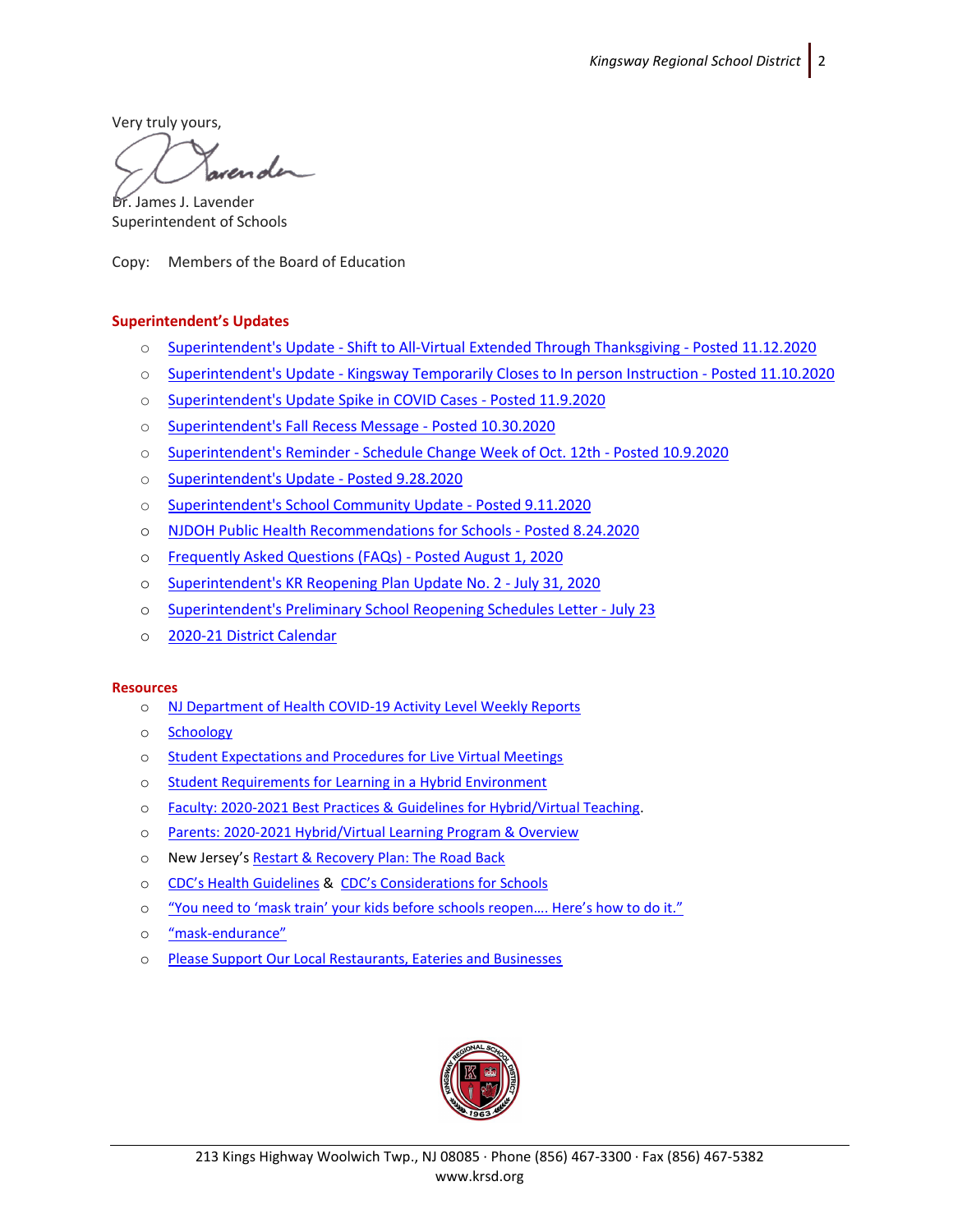Very truly yours,

Dr. James J. Lavender
Superintendent of Schools

Copy: Members of the Board of Education

**Superintendent's Updates**

- Superintendent's Update - Shift to All-Virtual Extended Through Thanksgiving - Posted 11.12.2020
- Superintendent's Update - Kingsway Temporarily Closes to In person Instruction - Posted 11.10.2020
- Superintendent's Update Spike in COVID Cases - Posted 11.9.2020
- Superintendent's Fall Recess Message - Posted 10.30.2020
- Superintendent's Reminder - Schedule Change Week of Oct. 12th - Posted 10.9.2020
- Superintendent's Update - Posted 9.28.2020
- Superintendent's School Community Update - Posted 9.11.2020
- NJDOH Public Health Recommendations for Schools - Posted 8.24.2020
- Frequently Asked Questions (FAQs) - Posted August 1, 2020
- Superintendent's KR Reopening Plan Update No. 2 - July 31, 2020
- Superintendent's Preliminary School Reopening Schedules Letter - July 23
- 2020-21 District Calendar

**Resources**

- NJ Department of Health COVID-19 Activity Level Weekly Reports
- Schoology
- Student Expectations and Procedures for Live Virtual Meetings
- Student Requirements for Learning in a Hybrid Environment
- Faculty: 2020-2021 Best Practices & Guidelines for Hybrid/Virtual Teaching.
- Parents: 2020-2021 Hybrid/Virtual Learning Program & Overview
- New Jersey's Restart & Recovery Plan: The Road Back
- CDC's Health Guidelines & CDC's Considerations for Schools
- "You need to 'mask train' your kids before schools reopen…. Here's how to do it."
- "mask-endurance"
- Please Support Our Local Restaurants, Eateries and Businesses

213 Kings Highway Woolwich Twp., NJ 08085 · Phone (856) 467-3300 · Fax (856) 467-5382
www.krsd.org